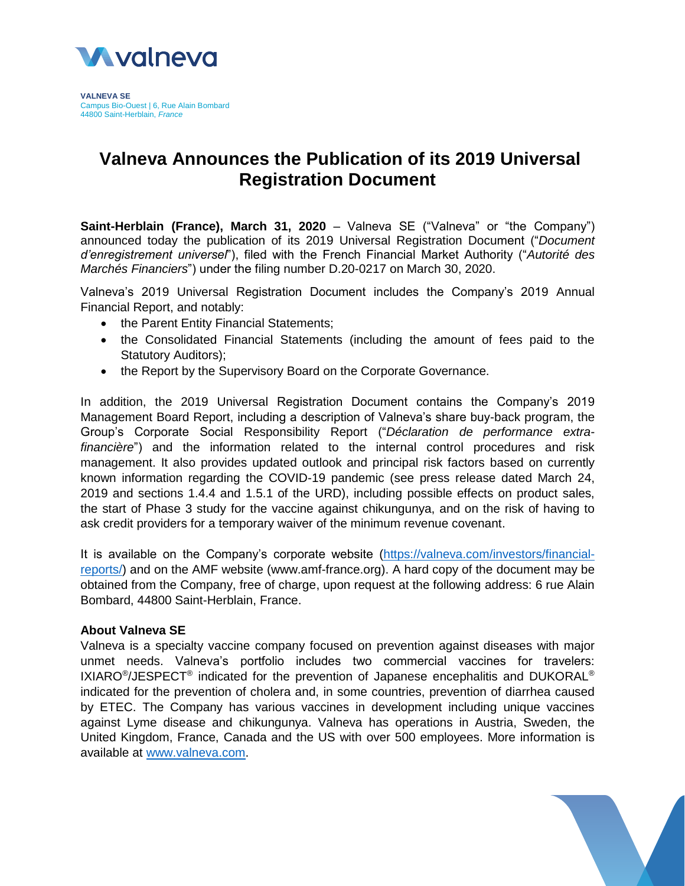**VALNEVA SE**
Campus Bio-Ouest | 6, Rue Alain Bombard
44800 Saint-Herblain, *France*

# Valneva Announces the Publication of its 2019 Universal Registration Document

**Saint-Herblain (France), March 31, 2020** – Valneva SE ("Valneva" or "the Company") announced today the publication of its 2019 Universal Registration Document ("*Document d'enregistrement universel*"), filed with the French Financial Market Authority ("*Autorité des Marchés Financiers*") under the filing number D.20-0217 on March 30, 2020.

Valneva's 2019 Universal Registration Document includes the Company's 2019 Annual Financial Report, and notably:

- the Parent Entity Financial Statements;
- the Consolidated Financial Statements (including the amount of fees paid to the Statutory Auditors);
- the Report by the Supervisory Board on the Corporate Governance.

In addition, the 2019 Universal Registration Document contains the Company's 2019 Management Board Report, including a description of Valneva's share buy-back program, the Group's Corporate Social Responsibility Report ("*Déclaration de performance extra-financière*") and the information related to the internal control procedures and risk management. It also provides updated outlook and principal risk factors based on currently known information regarding the COVID-19 pandemic (see press release dated March 24, 2019 and sections 1.4.4 and 1.5.1 of the URD), including possible effects on product sales, the start of Phase 3 study for the vaccine against chikungunya, and on the risk of having to ask credit providers for a temporary waiver of the minimum revenue covenant.

It is available on the Company's corporate website (https://valneva.com/investors/financial-reports/) and on the AMF website (www.amf-france.org). A hard copy of the document may be obtained from the Company, free of charge, upon request at the following address: 6 rue Alain Bombard, 44800 Saint-Herblain, France.

**About Valneva SE**
Valneva is a specialty vaccine company focused on prevention against diseases with major unmet needs. Valneva's portfolio includes two commercial vaccines for travelers: IXIARO®/JESPECT® indicated for the prevention of Japanese encephalitis and DUKORAL® indicated for the prevention of cholera and, in some countries, prevention of diarrhea caused by ETEC. The Company has various vaccines in development including unique vaccines against Lyme disease and chikungunya. Valneva has operations in Austria, Sweden, the United Kingdom, France, Canada and the US with over 500 employees. More information is available at www.valneva.com.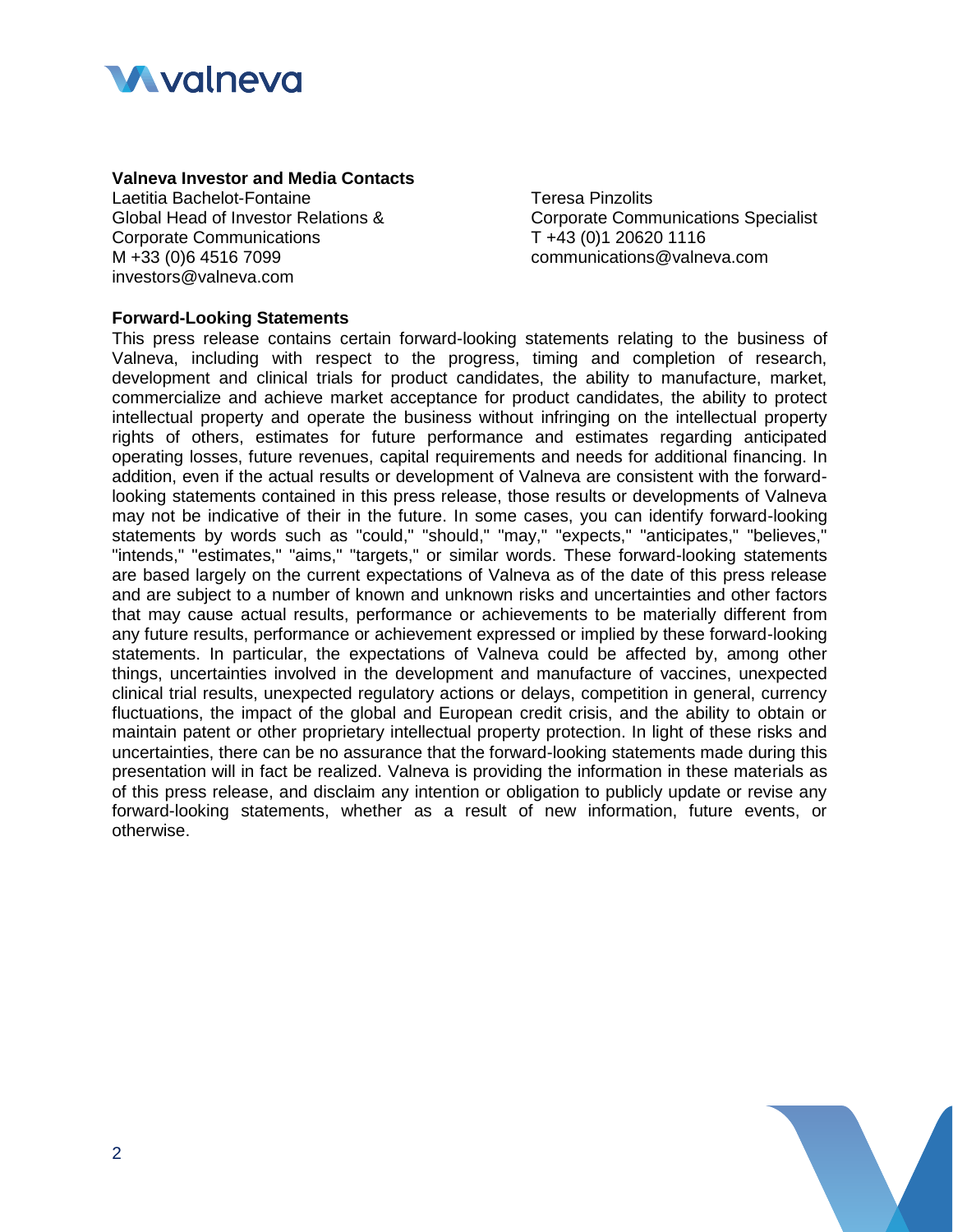**Valneva Investor and Media Contacts**

Laetitia Bachelot-Fontaine
Global Head of Investor Relations &
Corporate Communications
M +33 (0)6 4516 7099
investors@valneva.com

Teresa Pinzolits
Corporate Communications Specialist
T +43 (0)1 20620 1116
communications@valneva.com

**Forward-Looking Statements**

This press release contains certain forward-looking statements relating to the business of Valneva, including with respect to the progress, timing and completion of research, development and clinical trials for product candidates, the ability to manufacture, market, commercialize and achieve market acceptance for product candidates, the ability to protect intellectual property and operate the business without infringing on the intellectual property rights of others, estimates for future performance and estimates regarding anticipated operating losses, future revenues, capital requirements and needs for additional financing. In addition, even if the actual results or development of Valneva are consistent with the forward-looking statements contained in this press release, those results or developments of Valneva may not be indicative of their in the future. In some cases, you can identify forward-looking statements by words such as "could," "should," "may," "expects," "anticipates," "believes," "intends," "estimates," "aims," "targets," or similar words. These forward-looking statements are based largely on the current expectations of Valneva as of the date of this press release and are subject to a number of known and unknown risks and uncertainties and other factors that may cause actual results, performance or achievements to be materially different from any future results, performance or achievement expressed or implied by these forward-looking statements. In particular, the expectations of Valneva could be affected by, among other things, uncertainties involved in the development and manufacture of vaccines, unexpected clinical trial results, unexpected regulatory actions or delays, competition in general, currency fluctuations, the impact of the global and European credit crisis, and the ability to obtain or maintain patent or other proprietary intellectual property protection. In light of these risks and uncertainties, there can be no assurance that the forward-looking statements made during this presentation will in fact be realized. Valneva is providing the information in these materials as of this press release, and disclaim any intention or obligation to publicly update or revise any forward-looking statements, whether as a result of new information, future events, or otherwise.